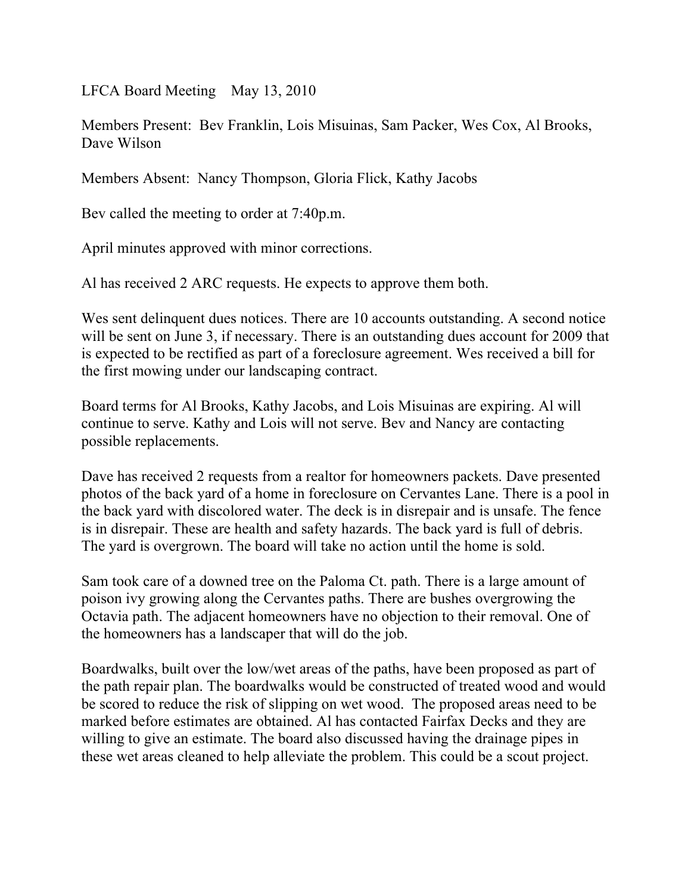LFCA Board Meeting    May 13, 2010

Members Present:  Bev Franklin, Lois Misuinas, Sam Packer, Wes Cox, Al Brooks, Dave Wilson

Members Absent:  Nancy Thompson, Gloria Flick, Kathy Jacobs

Bev called the meeting to order at 7:40p.m.

April minutes approved with minor corrections.

Al has received 2 ARC requests. He expects to approve them both.

Wes sent delinquent dues notices. There are 10 accounts outstanding. A second notice will be sent on June 3, if necessary. There is an outstanding dues account for 2009 that is expected to be rectified as part of a foreclosure agreement. Wes received a bill for the first mowing under our landscaping contract.

Board terms for Al Brooks, Kathy Jacobs, and Lois Misuinas are expiring. Al will continue to serve. Kathy and Lois will not serve. Bev and Nancy are contacting possible replacements.

Dave has received 2 requests from a realtor for homeowners packets. Dave presented photos of the back yard of a home in foreclosure on Cervantes Lane. There is a pool in the back yard with discolored water. The deck is in disrepair and is unsafe. The fence is in disrepair. These are health and safety hazards. The back yard is full of debris. The yard is overgrown. The board will take no action until the home is sold.

Sam took care of a downed tree on the Paloma Ct. path. There is a large amount of poison ivy growing along the Cervantes paths. There are bushes overgrowing the Octavia path. The adjacent homeowners have no objection to their removal. One of the homeowners has a landscaper that will do the job.

Boardwalks, built over the low/wet areas of the paths, have been proposed as part of the path repair plan. The boardwalks would be constructed of treated wood and would be scored to reduce the risk of slipping on wet wood.  The proposed areas need to be marked before estimates are obtained. Al has contacted Fairfax Decks and they are willing to give an estimate. The board also discussed having the drainage pipes in these wet areas cleaned to help alleviate the problem. This could be a scout project.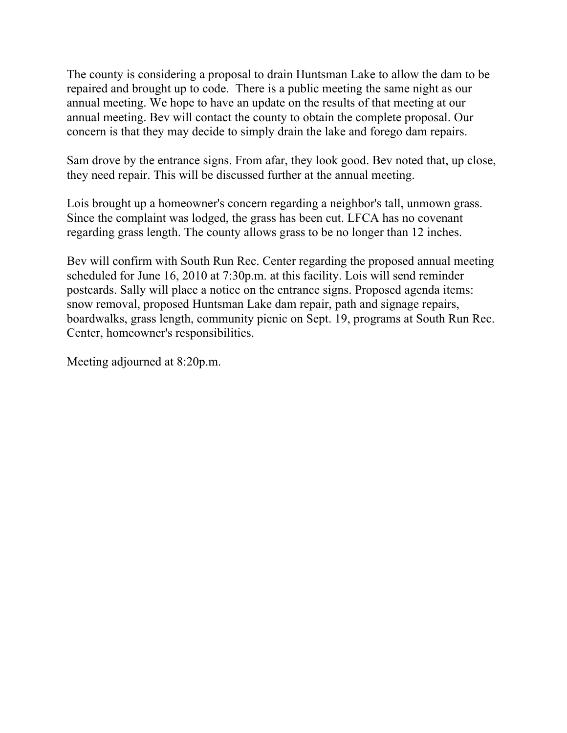The county is considering a proposal to drain Huntsman Lake to allow the dam to be repaired and brought up to code. There is a public meeting the same night as our annual meeting. We hope to have an update on the results of that meeting at our annual meeting. Bev will contact the county to obtain the complete proposal. Our concern is that they may decide to simply drain the lake and forego dam repairs.

Sam drove by the entrance signs. From afar, they look good. Bev noted that, up close, they need repair. This will be discussed further at the annual meeting.

Lois brought up a homeowner's concern regarding a neighbor's tall, unmown grass. Since the complaint was lodged, the grass has been cut. LFCA has no covenant regarding grass length. The county allows grass to be no longer than 12 inches.

Bev will confirm with South Run Rec. Center regarding the proposed annual meeting scheduled for June 16, 2010 at 7:30p.m. at this facility. Lois will send reminder postcards. Sally will place a notice on the entrance signs. Proposed agenda items: snow removal, proposed Huntsman Lake dam repair, path and signage repairs, boardwalks, grass length, community picnic on Sept. 19, programs at South Run Rec. Center, homeowner's responsibilities.

Meeting adjourned at 8:20p.m.